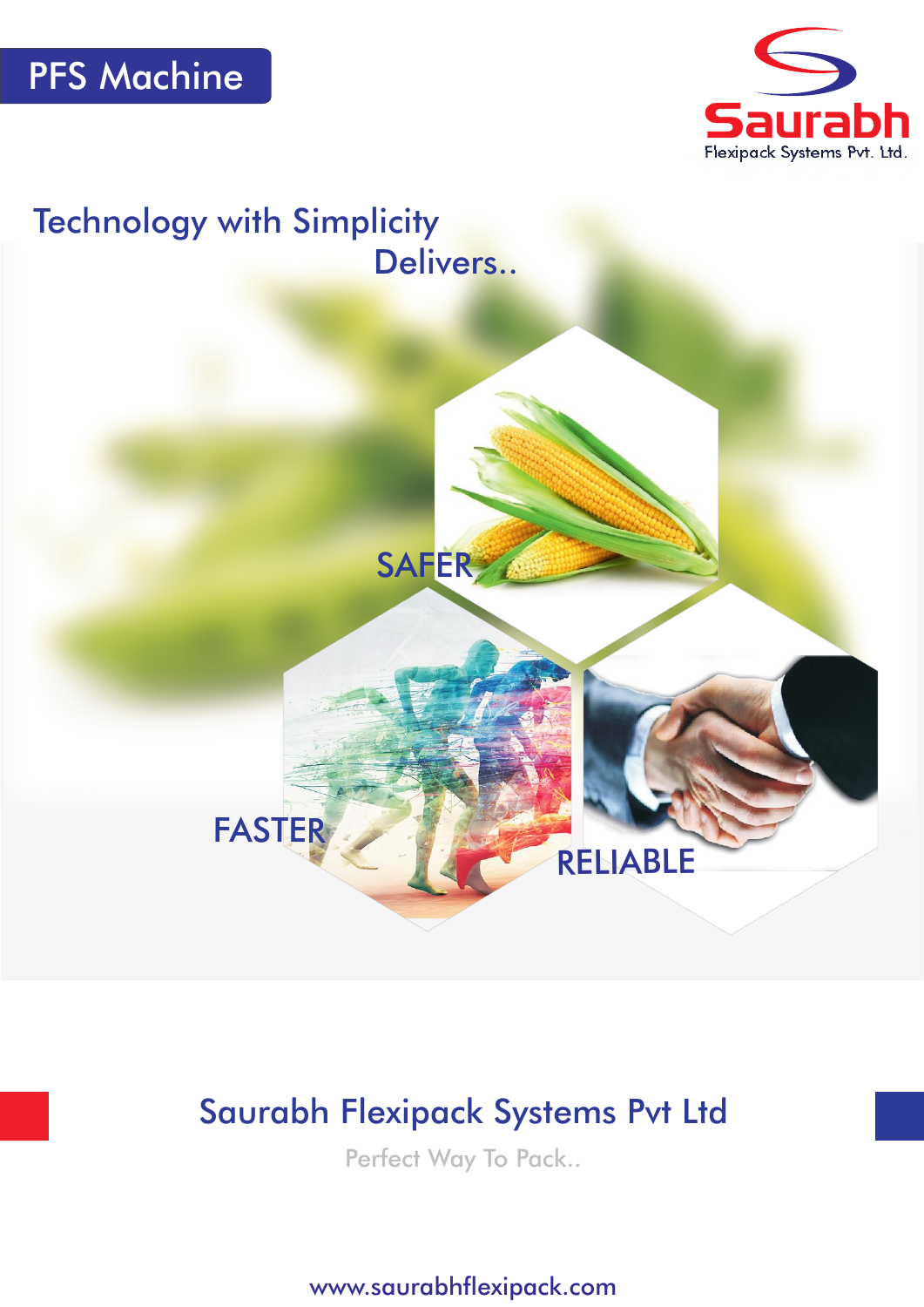# PFS Machine

Saurabh
Flexipack Systems Pvt. Ltd.

## Technology with Simplicity Delivers..

SAFER

FASTER

RELIABLE

## Saurabh Flexipack Systems Pvt Ltd

Perfect Way To Pack..

www.saurabhflexipack.com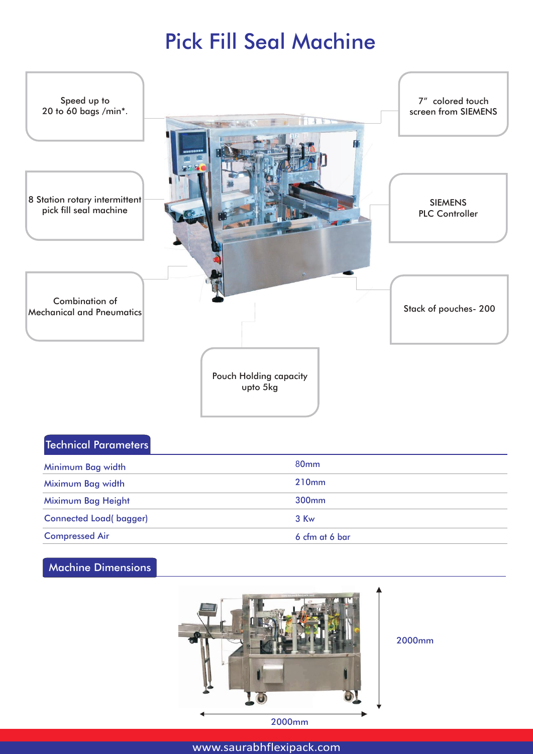# Pick Fill Seal Machine

Speed up to
20 to 60 bags /min*.

8 Station rotary intermittent
pick fill seal machine

Combination of
Mechanical and Pneumatics

7" colored touch
screen from SIEMENS

SIEMENS
PLC Controller

Stack of pouches- 200

Pouch Holding capacity
upto 5kg

## Technical Parameters

| | |
|---|---|
| Minimum Bag width | 80mm |
| Miximum Bag width | 210mm |
| Miximum Bag Height | 300mm |
| Connected Load( bagger) | 3 Kw |
| Compressed Air | 6 cfm at 6 bar |

## Machine Dimensions

2000mm

2000mm

www.saurabhflexipack.com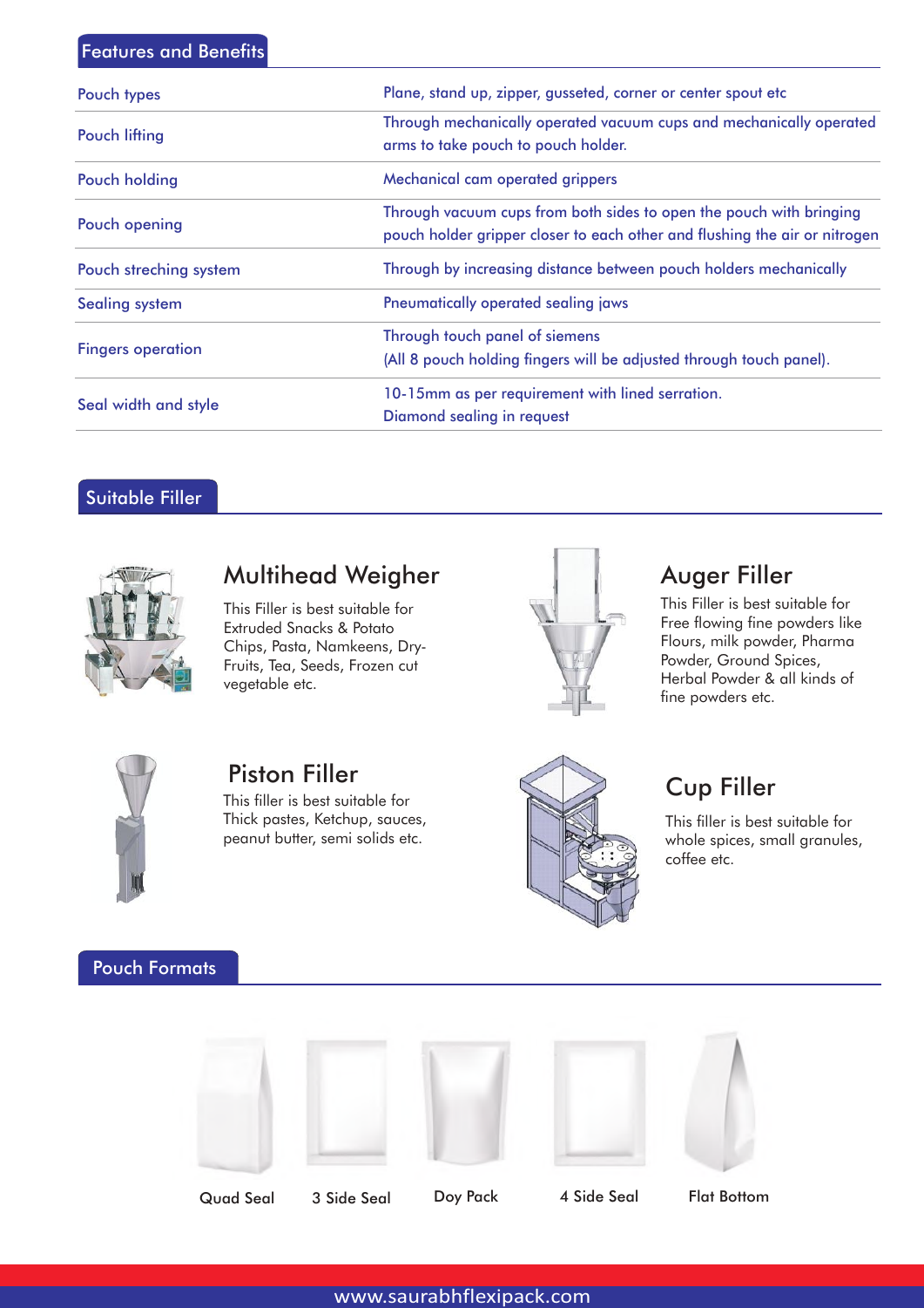## Features and Benefits

| | |
|---|---|
| Pouch types | Plane, stand up, zipper, gusseted, corner or center spout etc |
| Pouch lifting | Through mechanically operated vacuum cups and mechanically operated arms to take pouch to pouch holder. |
| Pouch holding | Mechanical cam operated grippers |
| Pouch opening | Through vacuum cups from both sides to open the pouch with bringing pouch holder gripper closer to each other and flushing the air or nitrogen |
| Pouch streching system | Through by increasing distance between pouch holders mechanically |
| Sealing system | Pneumatically operated sealing jaws |
| Fingers operation | Through touch panel of siemens<br>(All 8 pouch holding fingers will be adjusted through touch panel). |
| Seal width and style | 10-15mm as per requirement with lined serration.<br>Diamond sealing in request |

## Suitable Filler

### Multihead Weigher

This Filler is best suitable for Extruded Snacks & Potato Chips, Pasta, Namkeens, Dry-Fruits, Tea, Seeds, Frozen cut vegetable etc.

### Auger Filler

This Filler is best suitable for Free flowing fine powders like Flours, milk powder, Pharma Powder, Ground Spices, Herbal Powder & all kinds of fine powders etc.

### Piston Filler

This filler is best suitable for Thick pastes, Ketchup, sauces, peanut butter, semi solids etc.

### Cup Filler

This filler is best suitable for whole spices, small granules, coffee etc.

## Pouch Formats

Quad Seal

3 Side Seal

Doy Pack

4 Side Seal

Flat Bottom

www.saurabhflexipack.com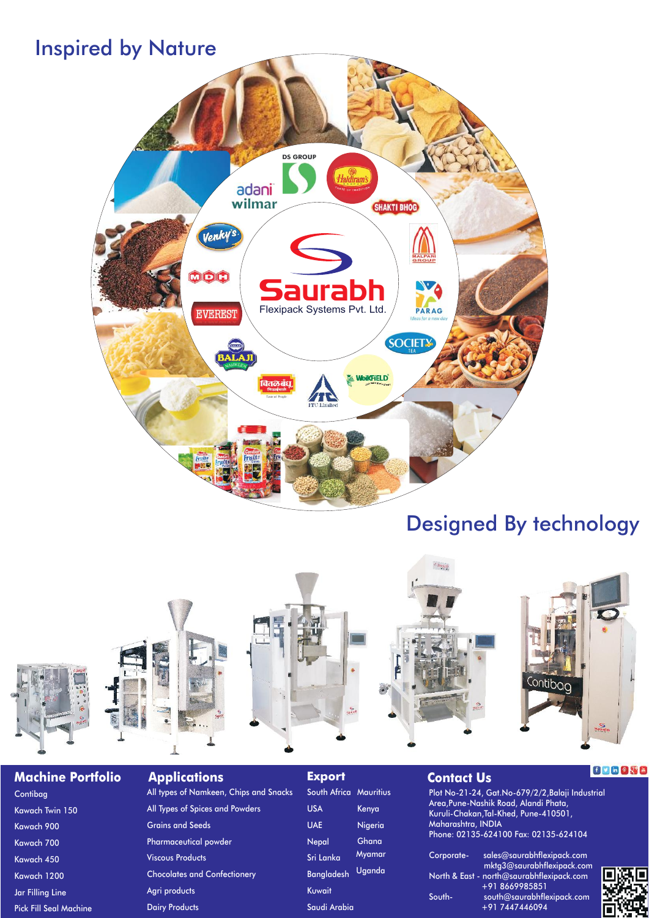# Inspired by Nature

# Designed By technology

## Machine Portfolio

- Contibag
- Kawach Twin 150
- Kawach 900
- Kawach 700
- Kawach 450
- Kawach 1200
- Jar Filling Line
- Pick Fill Seal Machine

## Applications

- All types of Namkeen, Chips and Snacks
- All Types of Spices and Powders
- Grains and Seeds
- Pharmaceutical powder
- Viscous Products
- Chocolates and Confectionery
- Agri products
- Dairy Products

## Export

- South Africa
- USA
- UAE
- Nepal
- Sri Lanka
- Bangladesh
- Kuwait
- Saudi Arabia
- Mauritius
- Kenya
- Nigeria
- Ghana
- Myamar
- Uganda

## Contact Us

Plot No-21-24, Gat.No-679/2/2,Balaji Industrial Area,Pune-Nashik Road, Alandi Phata, Kuruli-Chakan,Tal-Khed, Pune-410501, Maharashtra, INDIA

Phone: 02135-624100 Fax: 02135-624104

Corporate- sales@saurabhflexipack.com
mktg3@saurabhflexipack.com

North & East - north@saurabhflexipack.com
+91 8669985851

South- south@saurabhflexipack.com
+91 7447446094